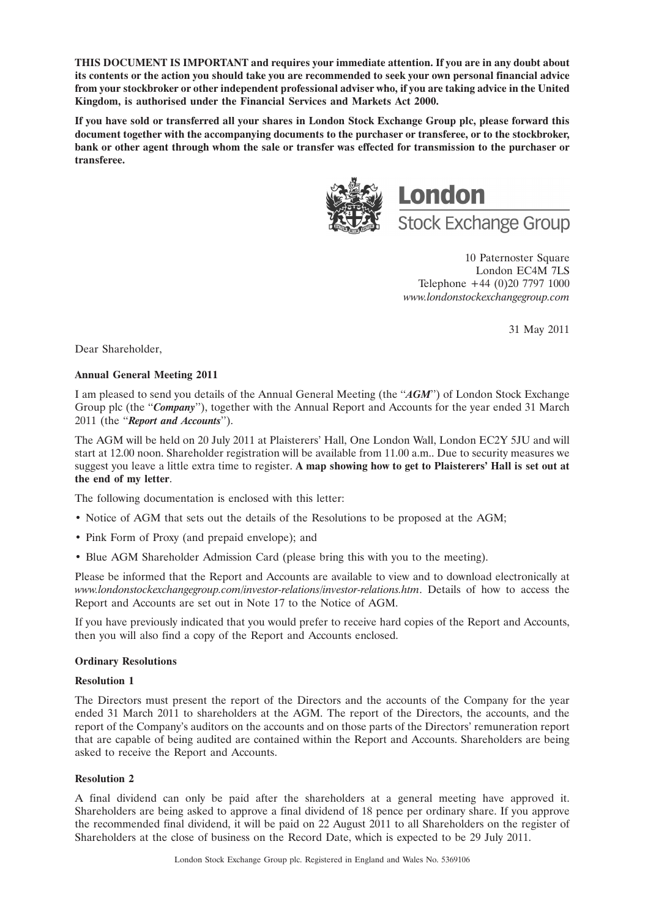**THIS DOCUMENT IS IMPORTANT and requires your immediate attention. If you are in any doubt about its contents or the action you should take you are recommended to seek your own personal financial advice from your stockbroker or other independent professional adviser who, if you are taking advice in the United Kingdom, is authorised under the Financial Services and Markets Act 2000.**

**If you have sold or transferred all your shares in London Stock Exchange Group plc, please forward this document together with the accompanying documents to the purchaser or transferee, or to the stockbroker, bank or other agent through whom the sale or transfer was effected for transmission to the purchaser or transferee.**

London Stock Exchange Group

10 Paternoster Square
London EC4M 7LS
Telephone +44 (0)20 7797 1000
*www.londonstockexchangegroup.com*

31 May 2011

Dear Shareholder,

**Annual General Meeting 2011**

I am pleased to send you details of the Annual General Meeting (the "***AGM***") of London Stock Exchange Group plc (the "***Company***"), together with the Annual Report and Accounts for the year ended 31 March 2011 (the "***Report and Accounts***").

The AGM will be held on 20 July 2011 at Plaisterers' Hall, One London Wall, London EC2Y 5JU and will start at 12.00 noon. Shareholder registration will be available from 11.00 a.m.. Due to security measures we suggest you leave a little extra time to register. **A map showing how to get to Plaisterers' Hall is set out at the end of my letter**.

The following documentation is enclosed with this letter:

- Notice of AGM that sets out the details of the Resolutions to be proposed at the AGM;
- Pink Form of Proxy (and prepaid envelope); and
- Blue AGM Shareholder Admission Card (please bring this with you to the meeting).

Please be informed that the Report and Accounts are available to view and to download electronically at *www.londonstockexchangegroup.com/investor-relations/investor-relations.htm*. Details of how to access the Report and Accounts are set out in Note 17 to the Notice of AGM.

If you have previously indicated that you would prefer to receive hard copies of the Report and Accounts, then you will also find a copy of the Report and Accounts enclosed.

**Ordinary Resolutions**

**Resolution 1**

The Directors must present the report of the Directors and the accounts of the Company for the year ended 31 March 2011 to shareholders at the AGM. The report of the Directors, the accounts, and the report of the Company's auditors on the accounts and on those parts of the Directors' remuneration report that are capable of being audited are contained within the Report and Accounts. Shareholders are being asked to receive the Report and Accounts.

**Resolution 2**

A final dividend can only be paid after the shareholders at a general meeting have approved it. Shareholders are being asked to approve a final dividend of 18 pence per ordinary share. If you approve the recommended final dividend, it will be paid on 22 August 2011 to all Shareholders on the register of Shareholders at the close of business on the Record Date, which is expected to be 29 July 2011.

London Stock Exchange Group plc. Registered in England and Wales No. 5369106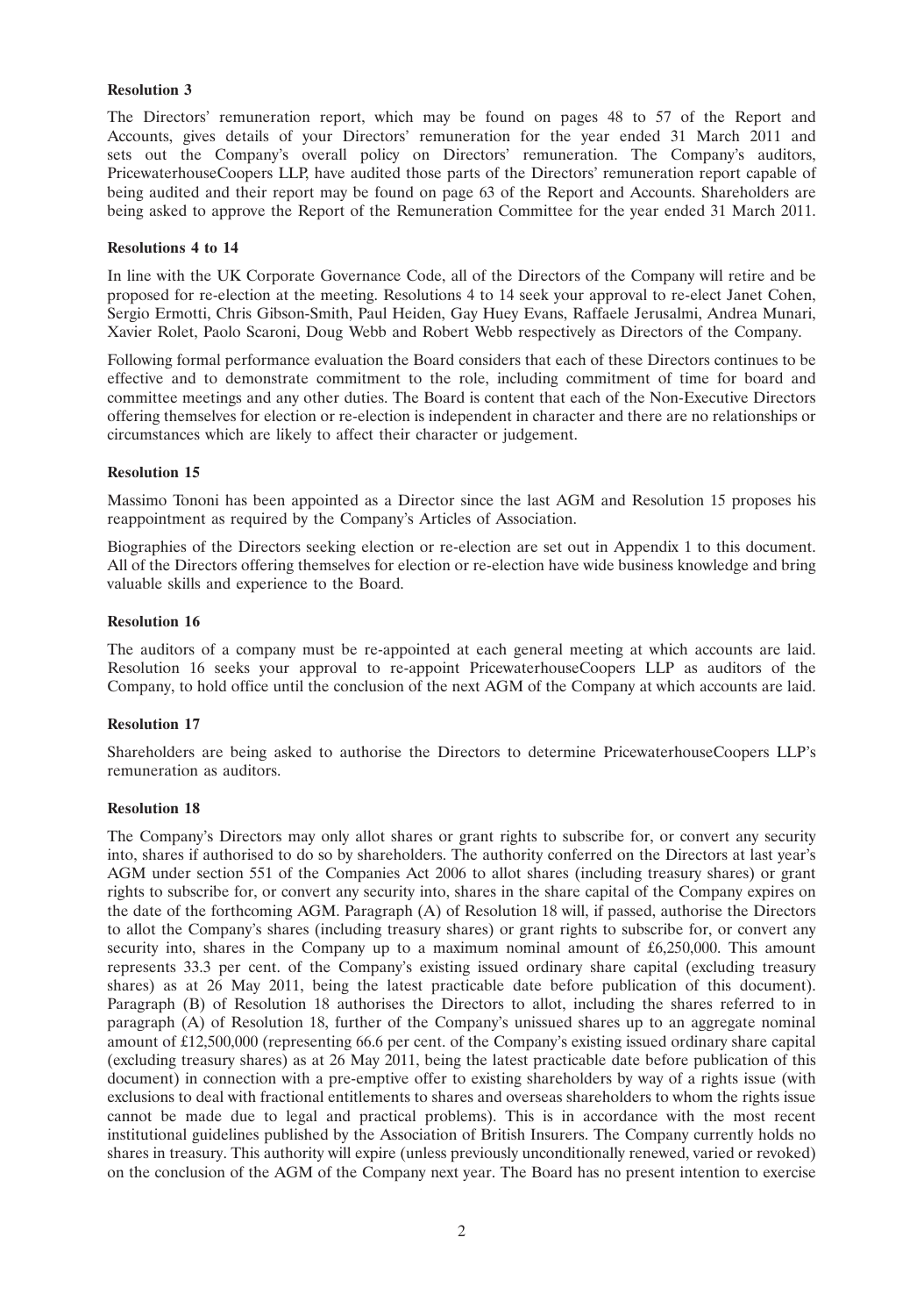**Resolution 3**

The Directors' remuneration report, which may be found on pages 48 to 57 of the Report and Accounts, gives details of your Directors' remuneration for the year ended 31 March 2011 and sets out the Company's overall policy on Directors' remuneration. The Company's auditors, PricewaterhouseCoopers LLP, have audited those parts of the Directors' remuneration report capable of being audited and their report may be found on page 63 of the Report and Accounts. Shareholders are being asked to approve the Report of the Remuneration Committee for the year ended 31 March 2011.

**Resolutions 4 to 14**

In line with the UK Corporate Governance Code, all of the Directors of the Company will retire and be proposed for re-election at the meeting. Resolutions 4 to 14 seek your approval to re-elect Janet Cohen, Sergio Ermotti, Chris Gibson-Smith, Paul Heiden, Gay Huey Evans, Raffaele Jerusalmi, Andrea Munari, Xavier Rolet, Paolo Scaroni, Doug Webb and Robert Webb respectively as Directors of the Company.

Following formal performance evaluation the Board considers that each of these Directors continues to be effective and to demonstrate commitment to the role, including commitment of time for board and committee meetings and any other duties. The Board is content that each of the Non-Executive Directors offering themselves for election or re-election is independent in character and there are no relationships or circumstances which are likely to affect their character or judgement.

**Resolution 15**

Massimo Tononi has been appointed as a Director since the last AGM and Resolution 15 proposes his reappointment as required by the Company's Articles of Association.

Biographies of the Directors seeking election or re-election are set out in Appendix 1 to this document. All of the Directors offering themselves for election or re-election have wide business knowledge and bring valuable skills and experience to the Board.

**Resolution 16**

The auditors of a company must be re-appointed at each general meeting at which accounts are laid. Resolution 16 seeks your approval to re-appoint PricewaterhouseCoopers LLP as auditors of the Company, to hold office until the conclusion of the next AGM of the Company at which accounts are laid.

**Resolution 17**

Shareholders are being asked to authorise the Directors to determine PricewaterhouseCoopers LLP's remuneration as auditors.

**Resolution 18**

The Company's Directors may only allot shares or grant rights to subscribe for, or convert any security into, shares if authorised to do so by shareholders. The authority conferred on the Directors at last year's AGM under section 551 of the Companies Act 2006 to allot shares (including treasury shares) or grant rights to subscribe for, or convert any security into, shares in the share capital of the Company expires on the date of the forthcoming AGM. Paragraph (A) of Resolution 18 will, if passed, authorise the Directors to allot the Company's shares (including treasury shares) or grant rights to subscribe for, or convert any security into, shares in the Company up to a maximum nominal amount of £6,250,000. This amount represents 33.3 per cent. of the Company's existing issued ordinary share capital (excluding treasury shares) as at 26 May 2011, being the latest practicable date before publication of this document). Paragraph (B) of Resolution 18 authorises the Directors to allot, including the shares referred to in paragraph (A) of Resolution 18, further of the Company's unissued shares up to an aggregate nominal amount of £12,500,000 (representing 66.6 per cent. of the Company's existing issued ordinary share capital (excluding treasury shares) as at 26 May 2011, being the latest practicable date before publication of this document) in connection with a pre-emptive offer to existing shareholders by way of a rights issue (with exclusions to deal with fractional entitlements to shares and overseas shareholders to whom the rights issue cannot be made due to legal and practical problems). This is in accordance with the most recent institutional guidelines published by the Association of British Insurers. The Company currently holds no shares in treasury. This authority will expire (unless previously unconditionally renewed, varied or revoked) on the conclusion of the AGM of the Company next year. The Board has no present intention to exercise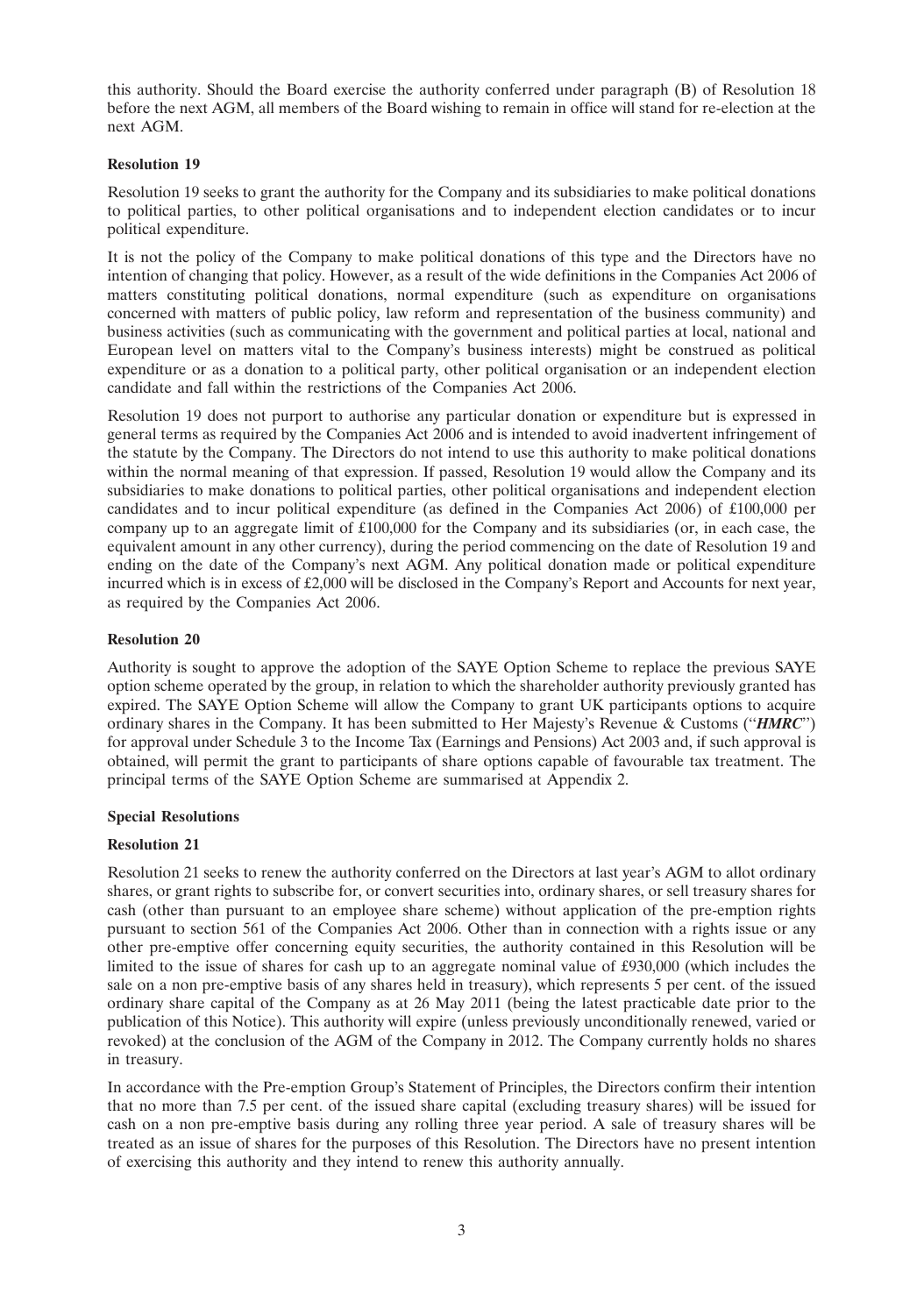this authority. Should the Board exercise the authority conferred under paragraph (B) of Resolution 18 before the next AGM, all members of the Board wishing to remain in office will stand for re-election at the next AGM.

**Resolution 19**

Resolution 19 seeks to grant the authority for the Company and its subsidiaries to make political donations to political parties, to other political organisations and to independent election candidates or to incur political expenditure.

It is not the policy of the Company to make political donations of this type and the Directors have no intention of changing that policy. However, as a result of the wide definitions in the Companies Act 2006 of matters constituting political donations, normal expenditure (such as expenditure on organisations concerned with matters of public policy, law reform and representation of the business community) and business activities (such as communicating with the government and political parties at local, national and European level on matters vital to the Company's business interests) might be construed as political expenditure or as a donation to a political party, other political organisation or an independent election candidate and fall within the restrictions of the Companies Act 2006.

Resolution 19 does not purport to authorise any particular donation or expenditure but is expressed in general terms as required by the Companies Act 2006 and is intended to avoid inadvertent infringement of the statute by the Company. The Directors do not intend to use this authority to make political donations within the normal meaning of that expression. If passed, Resolution 19 would allow the Company and its subsidiaries to make donations to political parties, other political organisations and independent election candidates and to incur political expenditure (as defined in the Companies Act 2006) of £100,000 per company up to an aggregate limit of £100,000 for the Company and its subsidiaries (or, in each case, the equivalent amount in any other currency), during the period commencing on the date of Resolution 19 and ending on the date of the Company's next AGM. Any political donation made or political expenditure incurred which is in excess of £2,000 will be disclosed in the Company's Report and Accounts for next year, as required by the Companies Act 2006.

**Resolution 20**

Authority is sought to approve the adoption of the SAYE Option Scheme to replace the previous SAYE option scheme operated by the group, in relation to which the shareholder authority previously granted has expired. The SAYE Option Scheme will allow the Company to grant UK participants options to acquire ordinary shares in the Company. It has been submitted to Her Majesty's Revenue & Customs ("***HMRC***") for approval under Schedule 3 to the Income Tax (Earnings and Pensions) Act 2003 and, if such approval is obtained, will permit the grant to participants of share options capable of favourable tax treatment. The principal terms of the SAYE Option Scheme are summarised at Appendix 2.

**Special Resolutions**

**Resolution 21**

Resolution 21 seeks to renew the authority conferred on the Directors at last year's AGM to allot ordinary shares, or grant rights to subscribe for, or convert securities into, ordinary shares, or sell treasury shares for cash (other than pursuant to an employee share scheme) without application of the pre-emption rights pursuant to section 561 of the Companies Act 2006. Other than in connection with a rights issue or any other pre-emptive offer concerning equity securities, the authority contained in this Resolution will be limited to the issue of shares for cash up to an aggregate nominal value of £930,000 (which includes the sale on a non pre-emptive basis of any shares held in treasury), which represents 5 per cent. of the issued ordinary share capital of the Company as at 26 May 2011 (being the latest practicable date prior to the publication of this Notice). This authority will expire (unless previously unconditionally renewed, varied or revoked) at the conclusion of the AGM of the Company in 2012. The Company currently holds no shares in treasury.

In accordance with the Pre-emption Group's Statement of Principles, the Directors confirm their intention that no more than 7.5 per cent. of the issued share capital (excluding treasury shares) will be issued for cash on a non pre-emptive basis during any rolling three year period. A sale of treasury shares will be treated as an issue of shares for the purposes of this Resolution. The Directors have no present intention of exercising this authority and they intend to renew this authority annually.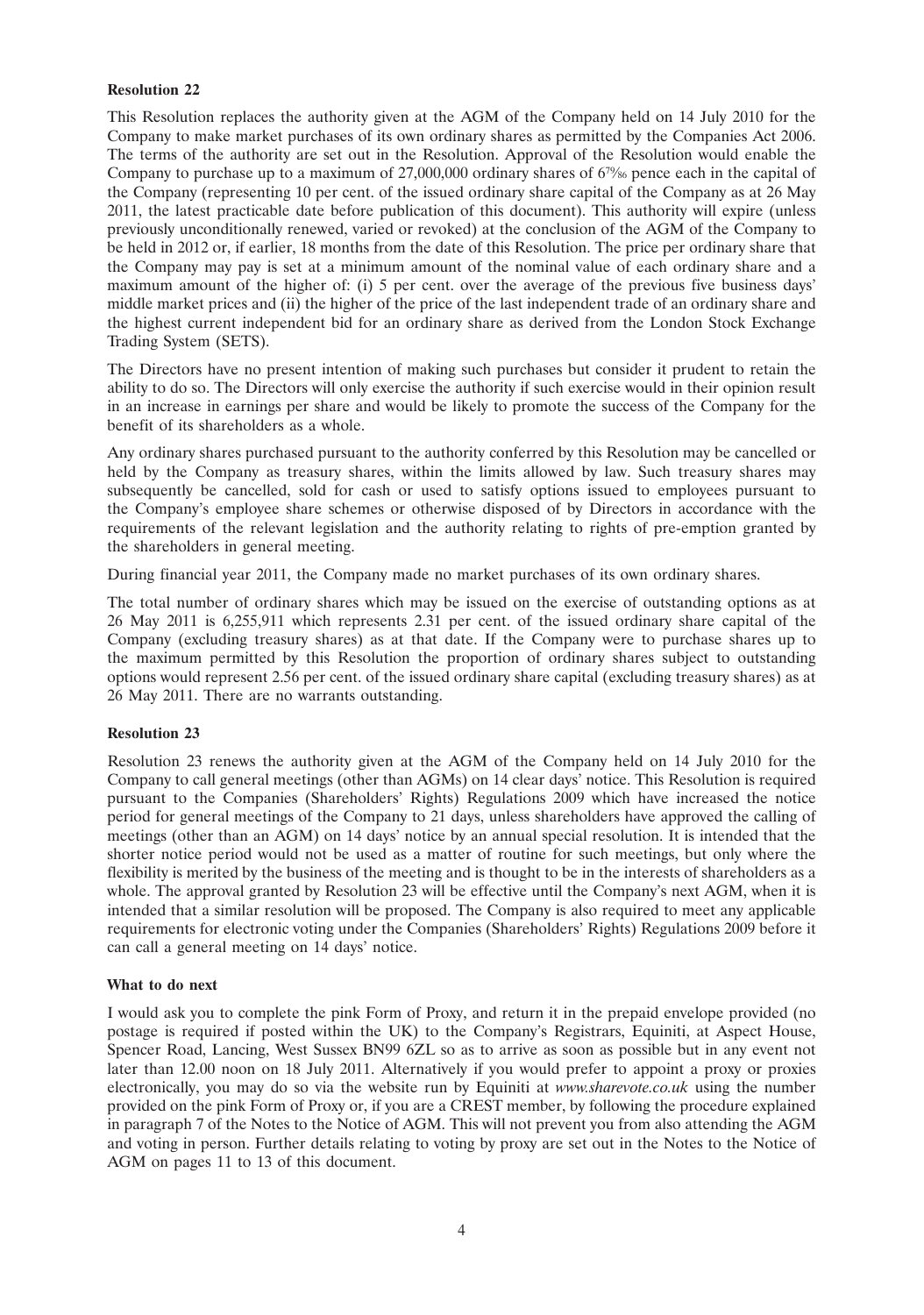**Resolution 22**

This Resolution replaces the authority given at the AGM of the Company held on 14 July 2010 for the Company to make market purchases of its own ordinary shares as permitted by the Companies Act 2006. The terms of the authority are set out in the Resolution. Approval of the Resolution would enable the Company to purchase up to a maximum of 27,000,000 ordinary shares of $6^{79}/_{86}$ pence each in the capital of the Company (representing 10 per cent. of the issued ordinary share capital of the Company as at 26 May 2011, the latest practicable date before publication of this document). This authority will expire (unless previously unconditionally renewed, varied or revoked) at the conclusion of the AGM of the Company to be held in 2012 or, if earlier, 18 months from the date of this Resolution. The price per ordinary share that the Company may pay is set at a minimum amount of the nominal value of each ordinary share and a maximum amount of the higher of: (i) 5 per cent. over the average of the previous five business days' middle market prices and (ii) the higher of the price of the last independent trade of an ordinary share and the highest current independent bid for an ordinary share as derived from the London Stock Exchange Trading System (SETS).

The Directors have no present intention of making such purchases but consider it prudent to retain the ability to do so. The Directors will only exercise the authority if such exercise would in their opinion result in an increase in earnings per share and would be likely to promote the success of the Company for the benefit of its shareholders as a whole.

Any ordinary shares purchased pursuant to the authority conferred by this Resolution may be cancelled or held by the Company as treasury shares, within the limits allowed by law. Such treasury shares may subsequently be cancelled, sold for cash or used to satisfy options issued to employees pursuant to the Company's employee share schemes or otherwise disposed of by Directors in accordance with the requirements of the relevant legislation and the authority relating to rights of pre-emption granted by the shareholders in general meeting.

During financial year 2011, the Company made no market purchases of its own ordinary shares.

The total number of ordinary shares which may be issued on the exercise of outstanding options as at 26 May 2011 is 6,255,911 which represents 2.31 per cent. of the issued ordinary share capital of the Company (excluding treasury shares) as at that date. If the Company were to purchase shares up to the maximum permitted by this Resolution the proportion of ordinary shares subject to outstanding options would represent 2.56 per cent. of the issued ordinary share capital (excluding treasury shares) as at 26 May 2011. There are no warrants outstanding.

**Resolution 23**

Resolution 23 renews the authority given at the AGM of the Company held on 14 July 2010 for the Company to call general meetings (other than AGMs) on 14 clear days' notice. This Resolution is required pursuant to the Companies (Shareholders' Rights) Regulations 2009 which have increased the notice period for general meetings of the Company to 21 days, unless shareholders have approved the calling of meetings (other than an AGM) on 14 days' notice by an annual special resolution. It is intended that the shorter notice period would not be used as a matter of routine for such meetings, but only where the flexibility is merited by the business of the meeting and is thought to be in the interests of shareholders as a whole. The approval granted by Resolution 23 will be effective until the Company's next AGM, when it is intended that a similar resolution will be proposed. The Company is also required to meet any applicable requirements for electronic voting under the Companies (Shareholders' Rights) Regulations 2009 before it can call a general meeting on 14 days' notice.

**What to do next**

I would ask you to complete the pink Form of Proxy, and return it in the prepaid envelope provided (no postage is required if posted within the UK) to the Company's Registrars, Equiniti, at Aspect House, Spencer Road, Lancing, West Sussex BN99 6ZL so as to arrive as soon as possible but in any event not later than 12.00 noon on 18 July 2011. Alternatively if you would prefer to appoint a proxy or proxies electronically, you may do so via the website run by Equiniti at *www.sharevote.co.uk* using the number provided on the pink Form of Proxy or, if you are a CREST member, by following the procedure explained in paragraph 7 of the Notes to the Notice of AGM. This will not prevent you from also attending the AGM and voting in person. Further details relating to voting by proxy are set out in the Notes to the Notice of AGM on pages 11 to 13 of this document.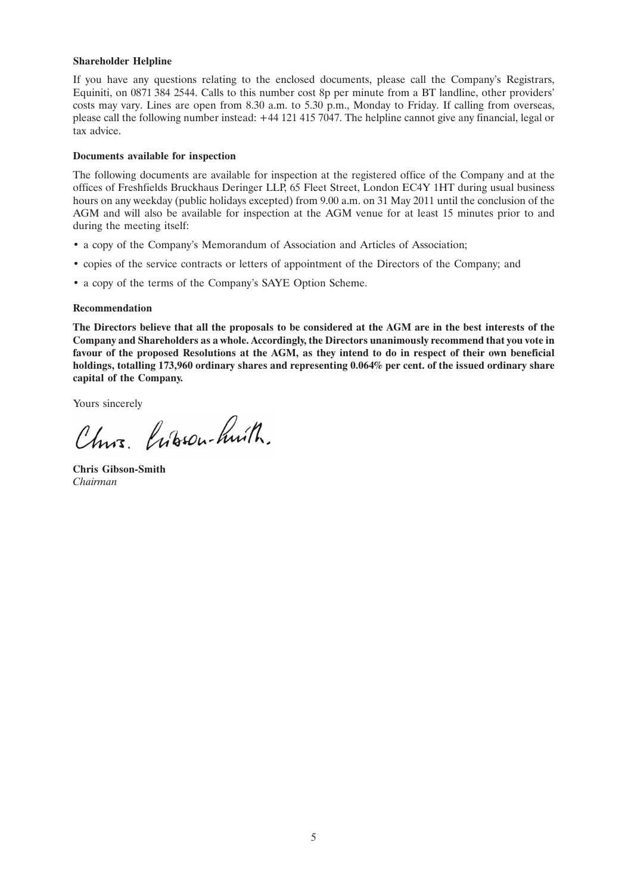**Shareholder Helpline**

If you have any questions relating to the enclosed documents, please call the Company's Registrars, Equiniti, on 0871 384 2544. Calls to this number cost 8p per minute from a BT landline, other providers' costs may vary. Lines are open from 8.30 a.m. to 5.30 p.m., Monday to Friday. If calling from overseas, please call the following number instead: +44 121 415 7047. The helpline cannot give any financial, legal or tax advice.

**Documents available for inspection**

The following documents are available for inspection at the registered office of the Company and at the offices of Freshfields Bruckhaus Deringer LLP, 65 Fleet Street, London EC4Y 1HT during usual business hours on any weekday (public holidays excepted) from 9.00 a.m. on 31 May 2011 until the conclusion of the AGM and will also be available for inspection at the AGM venue for at least 15 minutes prior to and during the meeting itself:

- a copy of the Company's Memorandum of Association and Articles of Association;
- copies of the service contracts or letters of appointment of the Directors of the Company; and
- a copy of the terms of the Company's SAYE Option Scheme.

**Recommendation**

**The Directors believe that all the proposals to be considered at the AGM are in the best interests of the Company and Shareholders as a whole. Accordingly, the Directors unanimously recommend that you vote in favour of the proposed Resolutions at the AGM, as they intend to do in respect of their own beneficial holdings, totalling 173,960 ordinary shares and representing 0.064% per cent. of the issued ordinary share capital of the Company.**

Yours sincerely

Chris. Gibson-Smith.

**Chris Gibson-Smith**
*Chairman*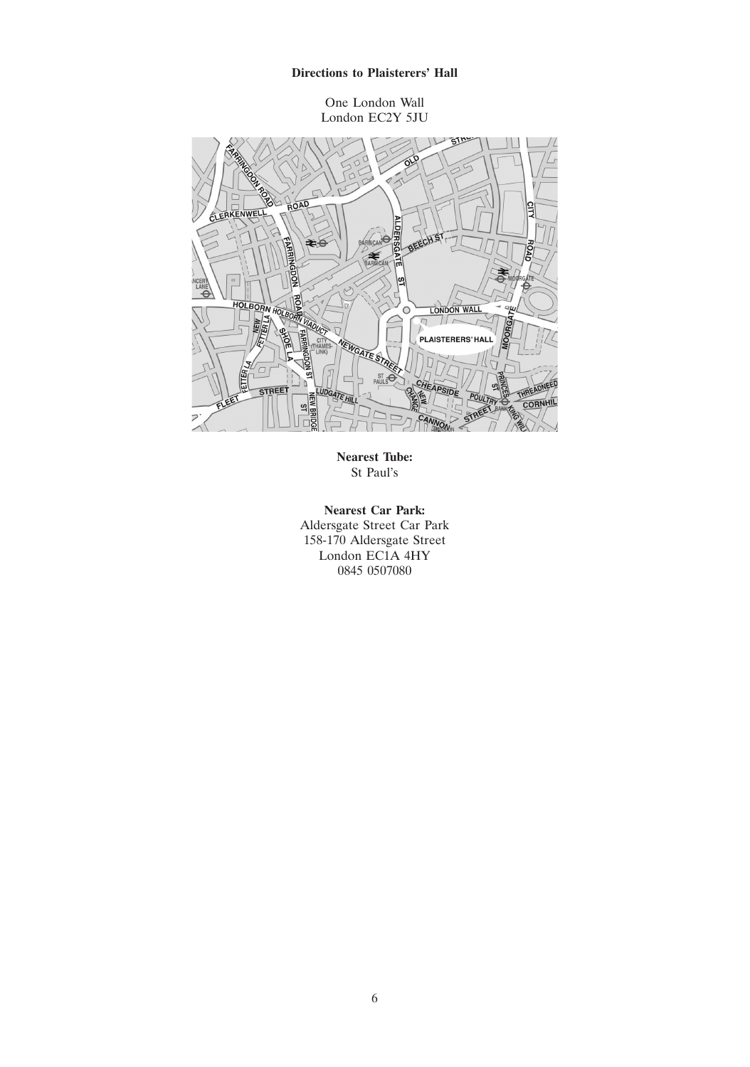**Directions to Plaisterers' Hall**

One London Wall
London EC2Y 5JU

**Nearest Tube:**
St Paul's

**Nearest Car Park:**
Aldersgate Street Car Park
158-170 Aldersgate Street
London EC1A 4HY
0845 0507080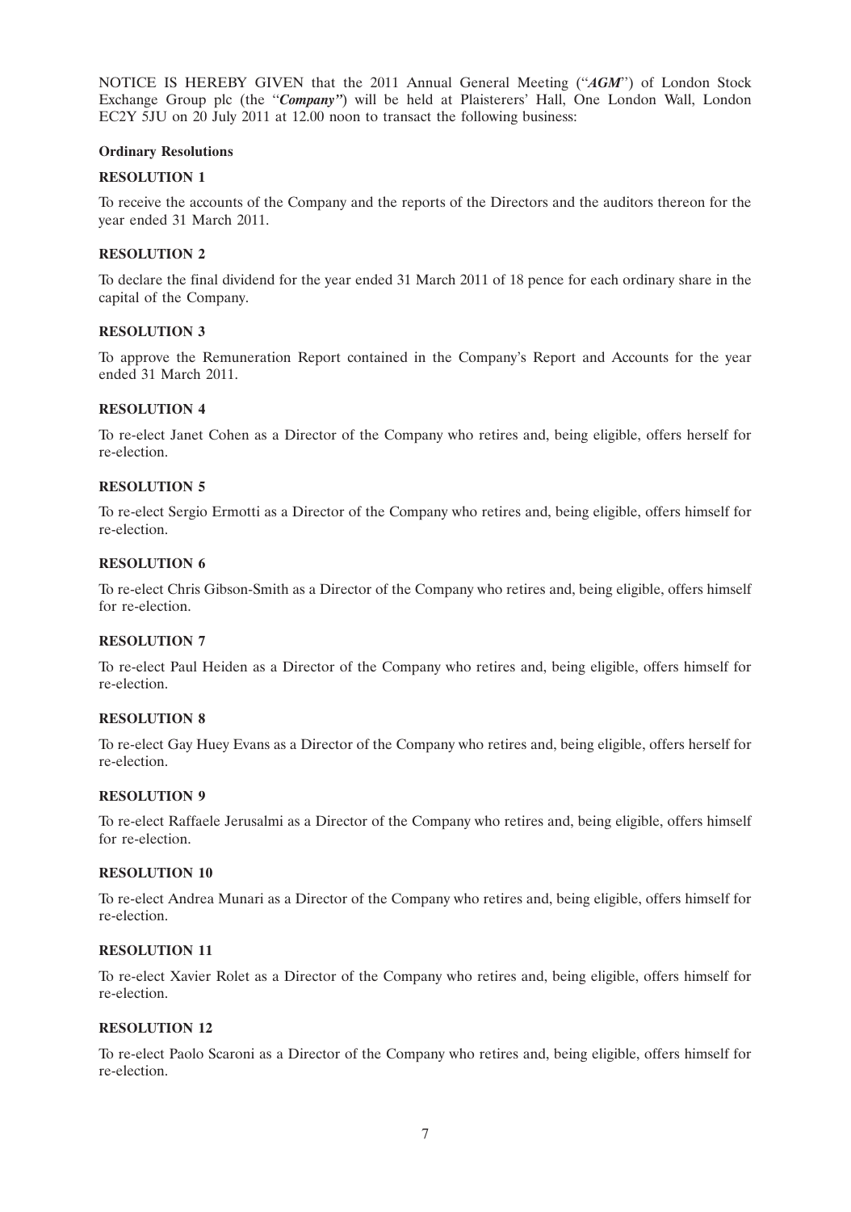NOTICE IS HEREBY GIVEN that the 2011 Annual General Meeting ("***AGM***") of London Stock Exchange Group plc (the "***Company***") will be held at Plaisterers' Hall, One London Wall, London EC2Y 5JU on 20 July 2011 at 12.00 noon to transact the following business:

**Ordinary Resolutions**

**RESOLUTION 1**

To receive the accounts of the Company and the reports of the Directors and the auditors thereon for the year ended 31 March 2011.

**RESOLUTION 2**

To declare the final dividend for the year ended 31 March 2011 of 18 pence for each ordinary share in the capital of the Company.

**RESOLUTION 3**

To approve the Remuneration Report contained in the Company's Report and Accounts for the year ended 31 March 2011.

**RESOLUTION 4**

To re-elect Janet Cohen as a Director of the Company who retires and, being eligible, offers herself for re-election.

**RESOLUTION 5**

To re-elect Sergio Ermotti as a Director of the Company who retires and, being eligible, offers himself for re-election.

**RESOLUTION 6**

To re-elect Chris Gibson-Smith as a Director of the Company who retires and, being eligible, offers himself for re-election.

**RESOLUTION 7**

To re-elect Paul Heiden as a Director of the Company who retires and, being eligible, offers himself for re-election.

**RESOLUTION 8**

To re-elect Gay Huey Evans as a Director of the Company who retires and, being eligible, offers herself for re-election.

**RESOLUTION 9**

To re-elect Raffaele Jerusalmi as a Director of the Company who retires and, being eligible, offers himself for re-election.

**RESOLUTION 10**

To re-elect Andrea Munari as a Director of the Company who retires and, being eligible, offers himself for re-election.

**RESOLUTION 11**

To re-elect Xavier Rolet as a Director of the Company who retires and, being eligible, offers himself for re-election.

**RESOLUTION 12**

To re-elect Paolo Scaroni as a Director of the Company who retires and, being eligible, offers himself for re-election.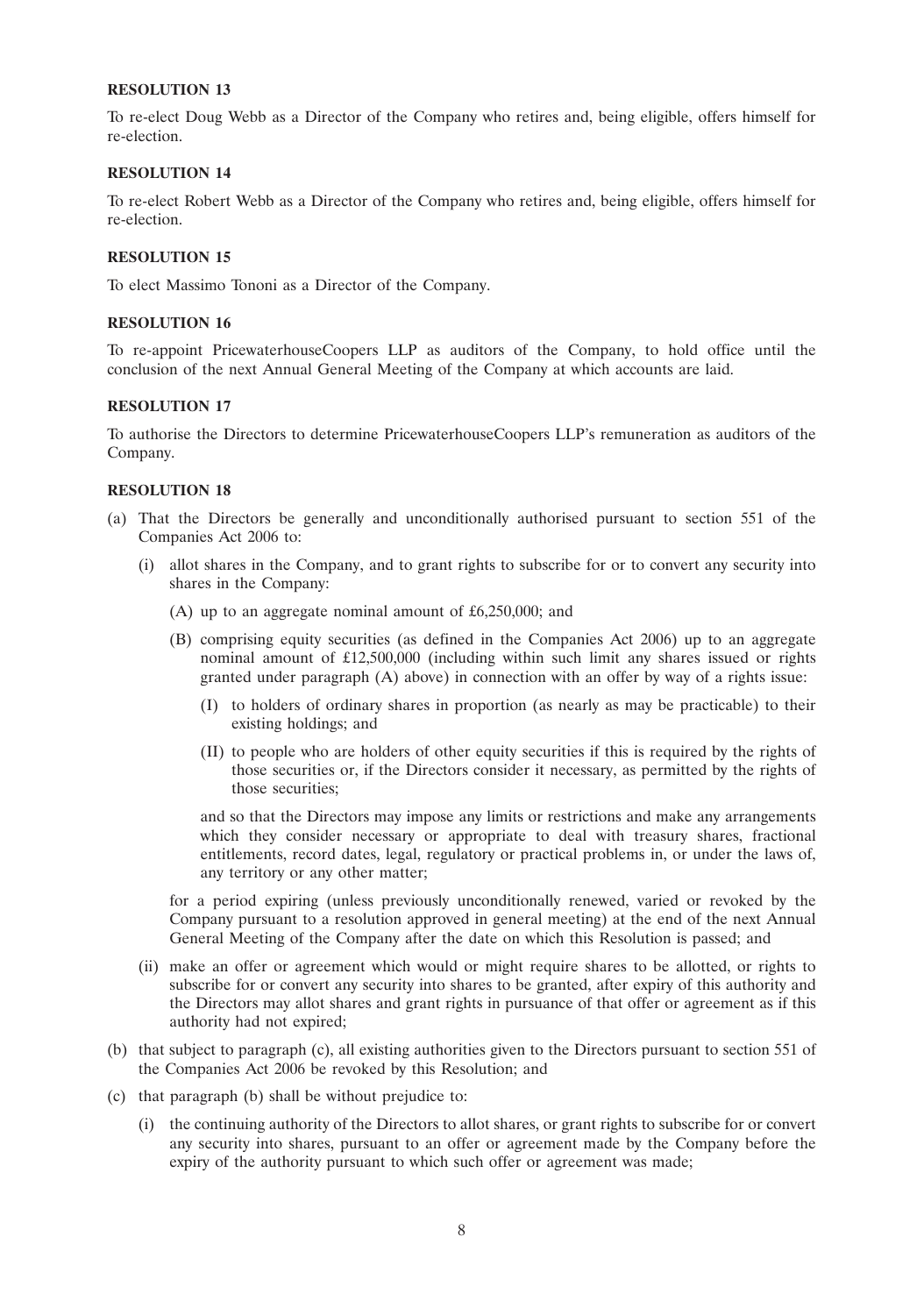**RESOLUTION 13**

To re-elect Doug Webb as a Director of the Company who retires and, being eligible, offers himself for re-election.

**RESOLUTION 14**

To re-elect Robert Webb as a Director of the Company who retires and, being eligible, offers himself for re-election.

**RESOLUTION 15**

To elect Massimo Tononi as a Director of the Company.

**RESOLUTION 16**

To re-appoint PricewaterhouseCoopers LLP as auditors of the Company, to hold office until the conclusion of the next Annual General Meeting of the Company at which accounts are laid.

**RESOLUTION 17**

To authorise the Directors to determine PricewaterhouseCoopers LLP's remuneration as auditors of the Company.

**RESOLUTION 18**

(a) That the Directors be generally and unconditionally authorised pursuant to section 551 of the Companies Act 2006 to:

   (i) allot shares in the Company, and to grant rights to subscribe for or to convert any security into shares in the Company:

      (A) up to an aggregate nominal amount of £6,250,000; and

      (B) comprising equity securities (as defined in the Companies Act 2006) up to an aggregate nominal amount of £12,500,000 (including within such limit any shares issued or rights granted under paragraph (A) above) in connection with an offer by way of a rights issue:

         (I) to holders of ordinary shares in proportion (as nearly as may be practicable) to their existing holdings; and

         (II) to people who are holders of other equity securities if this is required by the rights of those securities or, if the Directors consider it necessary, as permitted by the rights of those securities;

      and so that the Directors may impose any limits or restrictions and make any arrangements which they consider necessary or appropriate to deal with treasury shares, fractional entitlements, record dates, legal, regulatory or practical problems in, or under the laws of, any territory or any other matter;

   for a period expiring (unless previously unconditionally renewed, varied or revoked by the Company pursuant to a resolution approved in general meeting) at the end of the next Annual General Meeting of the Company after the date on which this Resolution is passed; and

   (ii) make an offer or agreement which would or might require shares to be allotted, or rights to subscribe for or convert any security into shares to be granted, after expiry of this authority and the Directors may allot shares and grant rights in pursuance of that offer or agreement as if this authority had not expired;

(b) that subject to paragraph (c), all existing authorities given to the Directors pursuant to section 551 of the Companies Act 2006 be revoked by this Resolution; and

(c) that paragraph (b) shall be without prejudice to:

   (i) the continuing authority of the Directors to allot shares, or grant rights to subscribe for or convert any security into shares, pursuant to an offer or agreement made by the Company before the expiry of the authority pursuant to which such offer or agreement was made;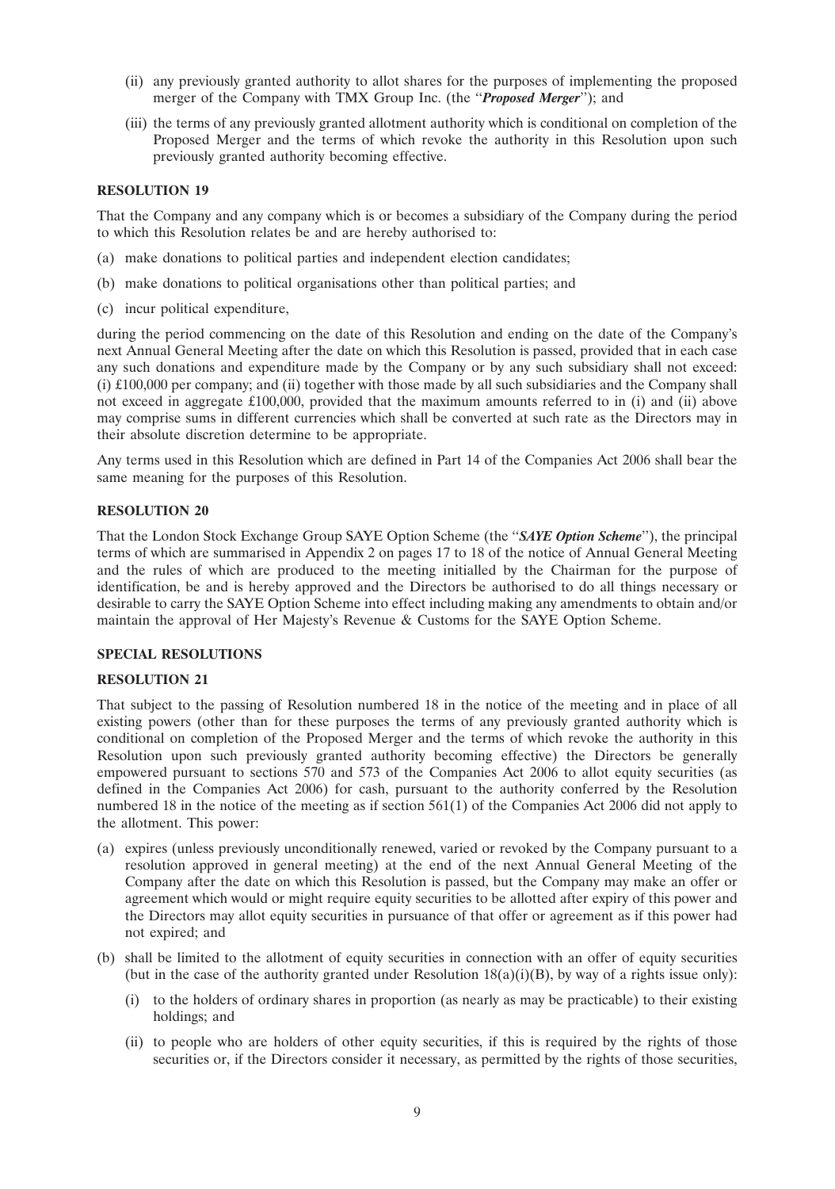(ii) any previously granted authority to allot shares for the purposes of implementing the proposed merger of the Company with TMX Group Inc. (the "***Proposed Merger***"); and

(iii) the terms of any previously granted allotment authority which is conditional on completion of the Proposed Merger and the terms of which revoke the authority in this Resolution upon such previously granted authority becoming effective.

**RESOLUTION 19**

That the Company and any company which is or becomes a subsidiary of the Company during the period to which this Resolution relates be and are hereby authorised to:

(a) make donations to political parties and independent election candidates;

(b) make donations to political organisations other than political parties; and

(c) incur political expenditure,

during the period commencing on the date of this Resolution and ending on the date of the Company's next Annual General Meeting after the date on which this Resolution is passed, provided that in each case any such donations and expenditure made by the Company or by any such subsidiary shall not exceed: (i) £100,000 per company; and (ii) together with those made by all such subsidiaries and the Company shall not exceed in aggregate £100,000, provided that the maximum amounts referred to in (i) and (ii) above may comprise sums in different currencies which shall be converted at such rate as the Directors may in their absolute discretion determine to be appropriate.

Any terms used in this Resolution which are defined in Part 14 of the Companies Act 2006 shall bear the same meaning for the purposes of this Resolution.

**RESOLUTION 20**

That the London Stock Exchange Group SAYE Option Scheme (the "***SAYE Option Scheme***"), the principal terms of which are summarised in Appendix 2 on pages 17 to 18 of the notice of Annual General Meeting and the rules of which are produced to the meeting initialled by the Chairman for the purpose of identification, be and is hereby approved and the Directors be authorised to do all things necessary or desirable to carry the SAYE Option Scheme into effect including making any amendments to obtain and/or maintain the approval of Her Majesty's Revenue & Customs for the SAYE Option Scheme.

**SPECIAL RESOLUTIONS**

**RESOLUTION 21**

That subject to the passing of Resolution numbered 18 in the notice of the meeting and in place of all existing powers (other than for these purposes the terms of any previously granted authority which is conditional on completion of the Proposed Merger and the terms of which revoke the authority in this Resolution upon such previously granted authority becoming effective) the Directors be generally empowered pursuant to sections 570 and 573 of the Companies Act 2006 to allot equity securities (as defined in the Companies Act 2006) for cash, pursuant to the authority conferred by the Resolution numbered 18 in the notice of the meeting as if section 561(1) of the Companies Act 2006 did not apply to the allotment. This power:

(a) expires (unless previously unconditionally renewed, varied or revoked by the Company pursuant to a resolution approved in general meeting) at the end of the next Annual General Meeting of the Company after the date on which this Resolution is passed, but the Company may make an offer or agreement which would or might require equity securities to be allotted after expiry of this power and the Directors may allot equity securities in pursuance of that offer or agreement as if this power had not expired; and

(b) shall be limited to the allotment of equity securities in connection with an offer of equity securities (but in the case of the authority granted under Resolution 18(a)(i)(B), by way of a rights issue only):

   (i) to the holders of ordinary shares in proportion (as nearly as may be practicable) to their existing holdings; and

   (ii) to people who are holders of other equity securities, if this is required by the rights of those securities or, if the Directors consider it necessary, as permitted by the rights of those securities,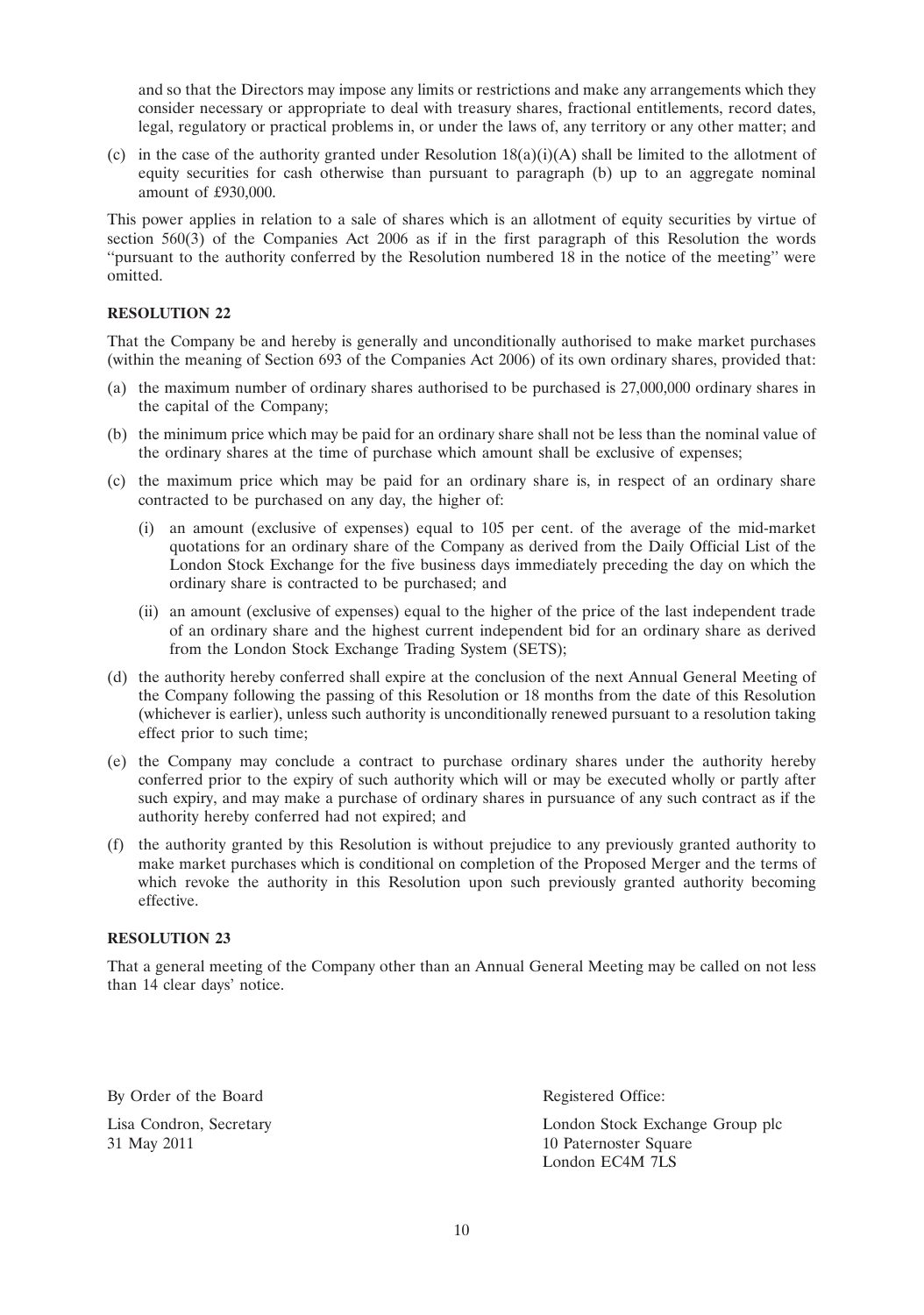and so that the Directors may impose any limits or restrictions and make any arrangements which they consider necessary or appropriate to deal with treasury shares, fractional entitlements, record dates, legal, regulatory or practical problems in, or under the laws of, any territory or any other matter; and

(c) in the case of the authority granted under Resolution 18(a)(i)(A) shall be limited to the allotment of equity securities for cash otherwise than pursuant to paragraph (b) up to an aggregate nominal amount of £930,000.

This power applies in relation to a sale of shares which is an allotment of equity securities by virtue of section 560(3) of the Companies Act 2006 as if in the first paragraph of this Resolution the words "pursuant to the authority conferred by the Resolution numbered 18 in the notice of the meeting" were omitted.

**RESOLUTION 22**

That the Company be and hereby is generally and unconditionally authorised to make market purchases (within the meaning of Section 693 of the Companies Act 2006) of its own ordinary shares, provided that:

(a) the maximum number of ordinary shares authorised to be purchased is 27,000,000 ordinary shares in the capital of the Company;

(b) the minimum price which may be paid for an ordinary share shall not be less than the nominal value of the ordinary shares at the time of purchase which amount shall be exclusive of expenses;

(c) the maximum price which may be paid for an ordinary share is, in respect of an ordinary share contracted to be purchased on any day, the higher of:

   (i) an amount (exclusive of expenses) equal to 105 per cent. of the average of the mid-market quotations for an ordinary share of the Company as derived from the Daily Official List of the London Stock Exchange for the five business days immediately preceding the day on which the ordinary share is contracted to be purchased; and

   (ii) an amount (exclusive of expenses) equal to the higher of the price of the last independent trade of an ordinary share and the highest current independent bid for an ordinary share as derived from the London Stock Exchange Trading System (SETS);

(d) the authority hereby conferred shall expire at the conclusion of the next Annual General Meeting of the Company following the passing of this Resolution or 18 months from the date of this Resolution (whichever is earlier), unless such authority is unconditionally renewed pursuant to a resolution taking effect prior to such time;

(e) the Company may conclude a contract to purchase ordinary shares under the authority hereby conferred prior to the expiry of such authority which will or may be executed wholly or partly after such expiry, and may make a purchase of ordinary shares in pursuance of any such contract as if the authority hereby conferred had not expired; and

(f) the authority granted by this Resolution is without prejudice to any previously granted authority to make market purchases which is conditional on completion of the Proposed Merger and the terms of which revoke the authority in this Resolution upon such previously granted authority becoming effective.

**RESOLUTION 23**

That a general meeting of the Company other than an Annual General Meeting may be called on not less than 14 clear days' notice.

By Order of the Board

Lisa Condron, Secretary
31 May 2011

Registered Office:

London Stock Exchange Group plc
10 Paternoster Square
London EC4M 7LS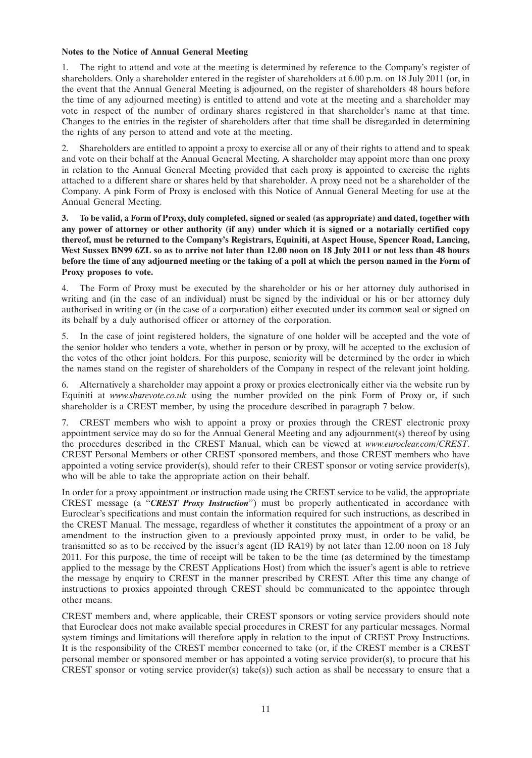**Notes to the Notice of Annual General Meeting**

1. The right to attend and vote at the meeting is determined by reference to the Company's register of shareholders. Only a shareholder entered in the register of shareholders at 6.00 p.m. on 18 July 2011 (or, in the event that the Annual General Meeting is adjourned, on the register of shareholders 48 hours before the time of any adjourned meeting) is entitled to attend and vote at the meeting and a shareholder may vote in respect of the number of ordinary shares registered in that shareholder's name at that time. Changes to the entries in the register of shareholders after that time shall be disregarded in determining the rights of any person to attend and vote at the meeting.

2. Shareholders are entitled to appoint a proxy to exercise all or any of their rights to attend and to speak and vote on their behalf at the Annual General Meeting. A shareholder may appoint more than one proxy in relation to the Annual General Meeting provided that each proxy is appointed to exercise the rights attached to a different share or shares held by that shareholder. A proxy need not be a shareholder of the Company. A pink Form of Proxy is enclosed with this Notice of Annual General Meeting for use at the Annual General Meeting.

**3. To be valid, a Form of Proxy, duly completed, signed or sealed (as appropriate) and dated, together with any power of attorney or other authority (if any) under which it is signed or a notarially certified copy thereof, must be returned to the Company's Registrars, Equiniti, at Aspect House, Spencer Road, Lancing, West Sussex BN99 6ZL so as to arrive not later than 12.00 noon on 18 July 2011 or not less than 48 hours before the time of any adjourned meeting or the taking of a poll at which the person named in the Form of Proxy proposes to vote.**

4. The Form of Proxy must be executed by the shareholder or his or her attorney duly authorised in writing and (in the case of an individual) must be signed by the individual or his or her attorney duly authorised in writing or (in the case of a corporation) either executed under its common seal or signed on its behalf by a duly authorised officer or attorney of the corporation.

5. In the case of joint registered holders, the signature of one holder will be accepted and the vote of the senior holder who tenders a vote, whether in person or by proxy, will be accepted to the exclusion of the votes of the other joint holders. For this purpose, seniority will be determined by the order in which the names stand on the register of shareholders of the Company in respect of the relevant joint holding.

6. Alternatively a shareholder may appoint a proxy or proxies electronically either via the website run by Equiniti at *www.sharevote.co.uk* using the number provided on the pink Form of Proxy or, if such shareholder is a CREST member, by using the procedure described in paragraph 7 below.

7. CREST members who wish to appoint a proxy or proxies through the CREST electronic proxy appointment service may do so for the Annual General Meeting and any adjournment(s) thereof by using the procedures described in the CREST Manual, which can be viewed at *www.euroclear.com/CREST*. CREST Personal Members or other CREST sponsored members, and those CREST members who have appointed a voting service provider(s), should refer to their CREST sponsor or voting service provider(s), who will be able to take the appropriate action on their behalf.

In order for a proxy appointment or instruction made using the CREST service to be valid, the appropriate CREST message (a "***CREST Proxy Instruction***") must be properly authenticated in accordance with Euroclear's specifications and must contain the information required for such instructions, as described in the CREST Manual. The message, regardless of whether it constitutes the appointment of a proxy or an amendment to the instruction given to a previously appointed proxy must, in order to be valid, be transmitted so as to be received by the issuer's agent (ID RA19) by not later than 12.00 noon on 18 July 2011. For this purpose, the time of receipt will be taken to be the time (as determined by the timestamp applied to the message by the CREST Applications Host) from which the issuer's agent is able to retrieve the message by enquiry to CREST in the manner prescribed by CREST. After this time any change of instructions to proxies appointed through CREST should be communicated to the appointee through other means.

CREST members and, where applicable, their CREST sponsors or voting service providers should note that Euroclear does not make available special procedures in CREST for any particular messages. Normal system timings and limitations will therefore apply in relation to the input of CREST Proxy Instructions. It is the responsibility of the CREST member concerned to take (or, if the CREST member is a CREST personal member or sponsored member or has appointed a voting service provider(s), to procure that his CREST sponsor or voting service provider(s) take(s)) such action as shall be necessary to ensure that a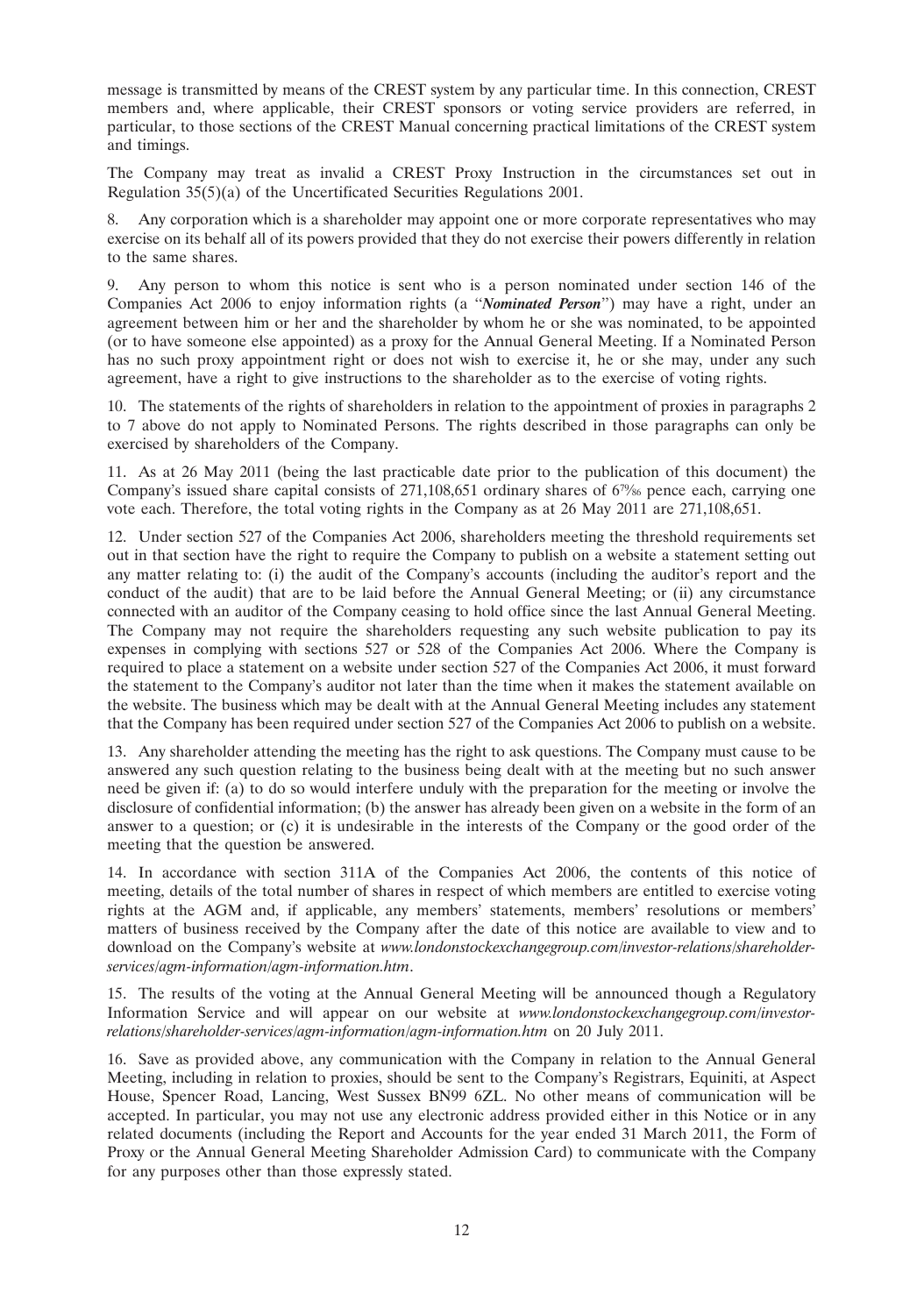message is transmitted by means of the CREST system by any particular time. In this connection, CREST members and, where applicable, their CREST sponsors or voting service providers are referred, in particular, to those sections of the CREST Manual concerning practical limitations of the CREST system and timings.

The Company may treat as invalid a CREST Proxy Instruction in the circumstances set out in Regulation 35(5)(a) of the Uncertificated Securities Regulations 2001.

8. Any corporation which is a shareholder may appoint one or more corporate representatives who may exercise on its behalf all of its powers provided that they do not exercise their powers differently in relation to the same shares.

9. Any person to whom this notice is sent who is a person nominated under section 146 of the Companies Act 2006 to enjoy information rights (a "***Nominated Person***") may have a right, under an agreement between him or her and the shareholder by whom he or she was nominated, to be appointed (or to have someone else appointed) as a proxy for the Annual General Meeting. If a Nominated Person has no such proxy appointment right or does not wish to exercise it, he or she may, under any such agreement, have a right to give instructions to the shareholder as to the exercise of voting rights.

10. The statements of the rights of shareholders in relation to the appointment of proxies in paragraphs 2 to 7 above do not apply to Nominated Persons. The rights described in those paragraphs can only be exercised by shareholders of the Company.

11. As at 26 May 2011 (being the last practicable date prior to the publication of this document) the Company's issued share capital consists of 271,108,651 ordinary shares of $6\frac{79}{86}$ pence each, carrying one vote each. Therefore, the total voting rights in the Company as at 26 May 2011 are 271,108,651.

12. Under section 527 of the Companies Act 2006, shareholders meeting the threshold requirements set out in that section have the right to require the Company to publish on a website a statement setting out any matter relating to: (i) the audit of the Company's accounts (including the auditor's report and the conduct of the audit) that are to be laid before the Annual General Meeting; or (ii) any circumstance connected with an auditor of the Company ceasing to hold office since the last Annual General Meeting. The Company may not require the shareholders requesting any such website publication to pay its expenses in complying with sections 527 or 528 of the Companies Act 2006. Where the Company is required to place a statement on a website under section 527 of the Companies Act 2006, it must forward the statement to the Company's auditor not later than the time when it makes the statement available on the website. The business which may be dealt with at the Annual General Meeting includes any statement that the Company has been required under section 527 of the Companies Act 2006 to publish on a website.

13. Any shareholder attending the meeting has the right to ask questions. The Company must cause to be answered any such question relating to the business being dealt with at the meeting but no such answer need be given if: (a) to do so would interfere unduly with the preparation for the meeting or involve the disclosure of confidential information; (b) the answer has already been given on a website in the form of an answer to a question; or (c) it is undesirable in the interests of the Company or the good order of the meeting that the question be answered.

14. In accordance with section 311A of the Companies Act 2006, the contents of this notice of meeting, details of the total number of shares in respect of which members are entitled to exercise voting rights at the AGM and, if applicable, any members' statements, members' resolutions or members' matters of business received by the Company after the date of this notice are available to view and to download on the Company's website at *www.londonstockexchangegroup.com/investor-relations/shareholder-services/agm-information/agm-information.htm*.

15. The results of the voting at the Annual General Meeting will be announced though a Regulatory Information Service and will appear on our website at *www.londonstockexchangegroup.com/investor-relations/shareholder-services/agm-information/agm-information.htm* on 20 July 2011.

16. Save as provided above, any communication with the Company in relation to the Annual General Meeting, including in relation to proxies, should be sent to the Company's Registrars, Equiniti, at Aspect House, Spencer Road, Lancing, West Sussex BN99 6ZL. No other means of communication will be accepted. In particular, you may not use any electronic address provided either in this Notice or in any related documents (including the Report and Accounts for the year ended 31 March 2011, the Form of Proxy or the Annual General Meeting Shareholder Admission Card) to communicate with the Company for any purposes other than those expressly stated.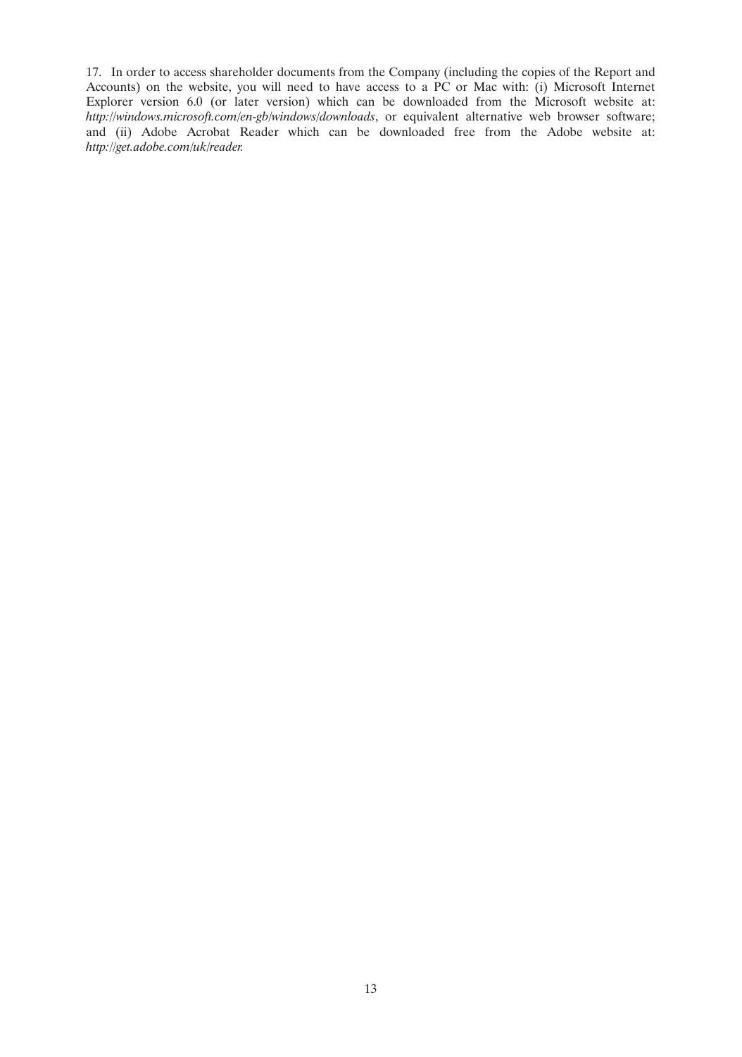17. In order to access shareholder documents from the Company (including the copies of the Report and Accounts) on the website, you will need to have access to a PC or Mac with: (i) Microsoft Internet Explorer version 6.0 (or later version) which can be downloaded from the Microsoft website at: *http://windows.microsoft.com/en-gb/windows/downloads*, or equivalent alternative web browser software; and (ii) Adobe Acrobat Reader which can be downloaded free from the Adobe website at: *http://get.adobe.com/uk/reader.*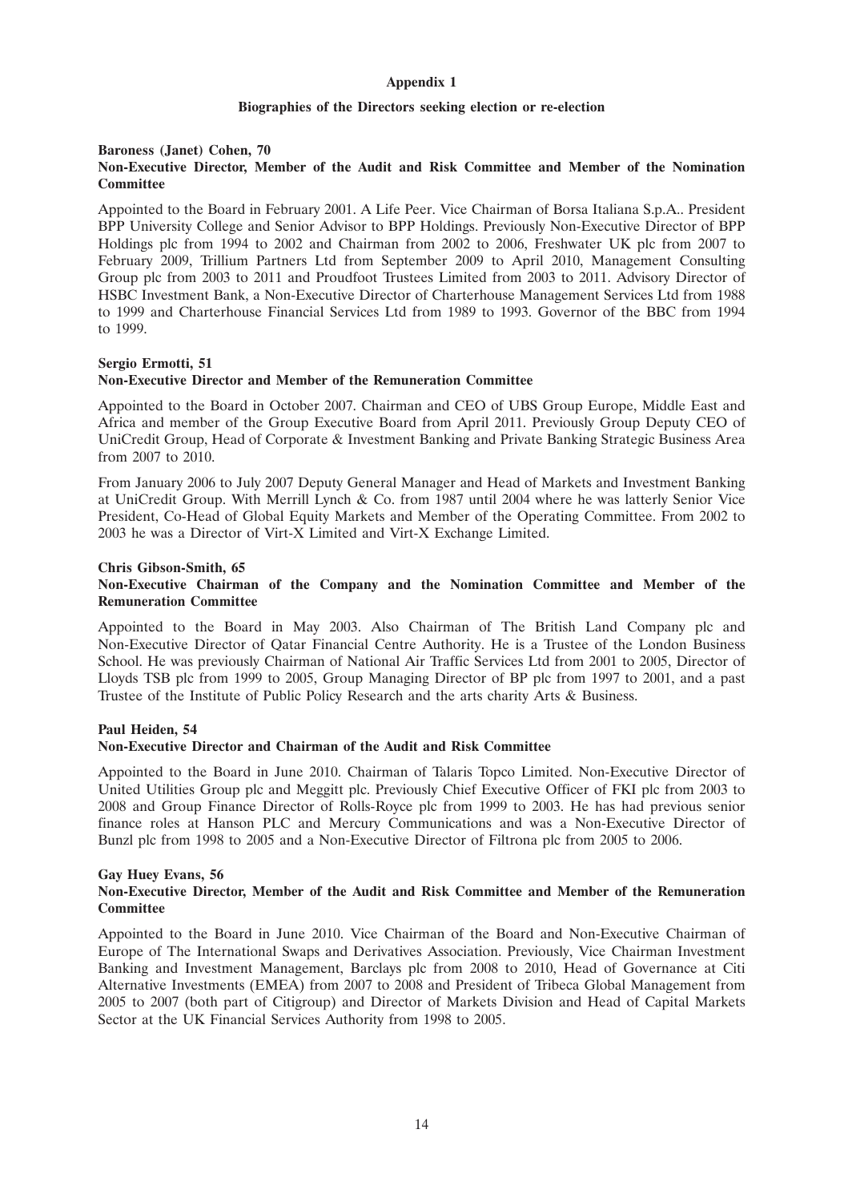## Appendix 1

### Biographies of the Directors seeking election or re-election

**Baroness (Janet) Cohen, 70**
**Non-Executive Director, Member of the Audit and Risk Committee and Member of the Nomination Committee**

Appointed to the Board in February 2001. A Life Peer. Vice Chairman of Borsa Italiana S.p.A.. President BPP University College and Senior Advisor to BPP Holdings. Previously Non-Executive Director of BPP Holdings plc from 1994 to 2002 and Chairman from 2002 to 2006, Freshwater UK plc from 2007 to February 2009, Trillium Partners Ltd from September 2009 to April 2010, Management Consulting Group plc from 2003 to 2011 and Proudfoot Trustees Limited from 2003 to 2011. Advisory Director of HSBC Investment Bank, a Non-Executive Director of Charterhouse Management Services Ltd from 1988 to 1999 and Charterhouse Financial Services Ltd from 1989 to 1993. Governor of the BBC from 1994 to 1999.

**Sergio Ermotti, 51**
**Non-Executive Director and Member of the Remuneration Committee**

Appointed to the Board in October 2007. Chairman and CEO of UBS Group Europe, Middle East and Africa and member of the Group Executive Board from April 2011. Previously Group Deputy CEO of UniCredit Group, Head of Corporate & Investment Banking and Private Banking Strategic Business Area from 2007 to 2010.

From January 2006 to July 2007 Deputy General Manager and Head of Markets and Investment Banking at UniCredit Group. With Merrill Lynch & Co. from 1987 until 2004 where he was latterly Senior Vice President, Co-Head of Global Equity Markets and Member of the Operating Committee. From 2002 to 2003 he was a Director of Virt-X Limited and Virt-X Exchange Limited.

**Chris Gibson-Smith, 65**
**Non-Executive Chairman of the Company and the Nomination Committee and Member of the Remuneration Committee**

Appointed to the Board in May 2003. Also Chairman of The British Land Company plc and Non-Executive Director of Qatar Financial Centre Authority. He is a Trustee of the London Business School. He was previously Chairman of National Air Traffic Services Ltd from 2001 to 2005, Director of Lloyds TSB plc from 1999 to 2005, Group Managing Director of BP plc from 1997 to 2001, and a past Trustee of the Institute of Public Policy Research and the arts charity Arts & Business.

**Paul Heiden, 54**
**Non-Executive Director and Chairman of the Audit and Risk Committee**

Appointed to the Board in June 2010. Chairman of Talaris Topco Limited. Non-Executive Director of United Utilities Group plc and Meggitt plc. Previously Chief Executive Officer of FKI plc from 2003 to 2008 and Group Finance Director of Rolls-Royce plc from 1999 to 2003. He has had previous senior finance roles at Hanson PLC and Mercury Communications and was a Non-Executive Director of Bunzl plc from 1998 to 2005 and a Non-Executive Director of Filtrona plc from 2005 to 2006.

**Gay Huey Evans, 56**
**Non-Executive Director, Member of the Audit and Risk Committee and Member of the Remuneration Committee**

Appointed to the Board in June 2010. Vice Chairman of the Board and Non-Executive Chairman of Europe of The International Swaps and Derivatives Association. Previously, Vice Chairman Investment Banking and Investment Management, Barclays plc from 2008 to 2010, Head of Governance at Citi Alternative Investments (EMEA) from 2007 to 2008 and President of Tribeca Global Management from 2005 to 2007 (both part of Citigroup) and Director of Markets Division and Head of Capital Markets Sector at the UK Financial Services Authority from 1998 to 2005.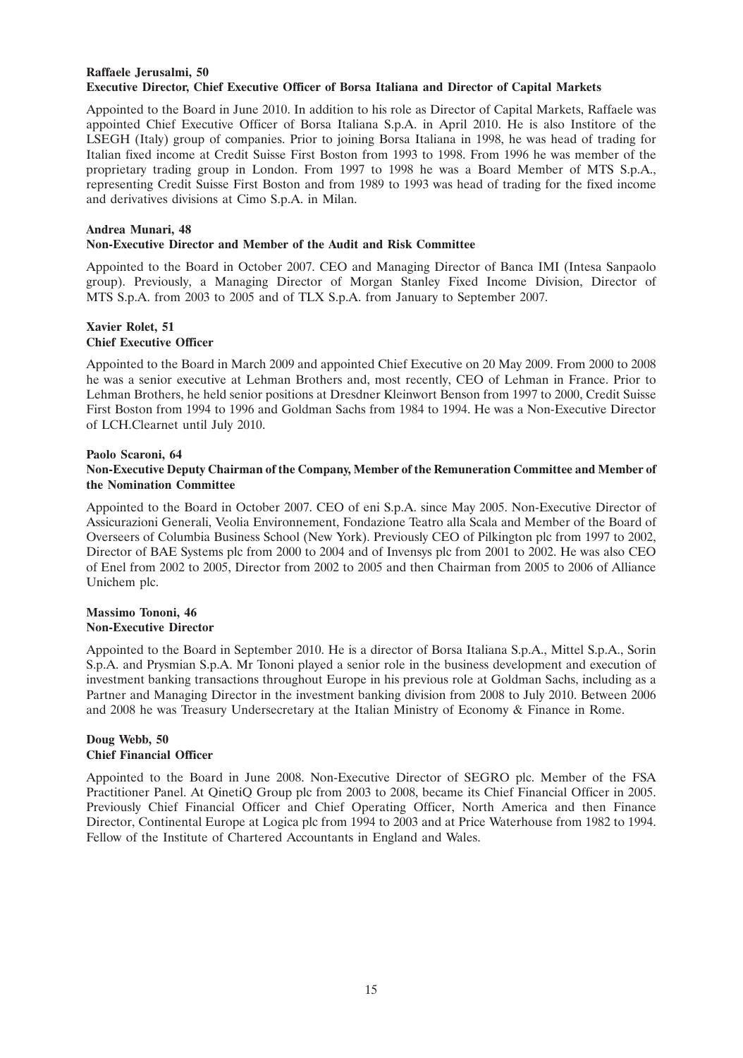**Raffaele Jerusalmi, 50**
**Executive Director, Chief Executive Officer of Borsa Italiana and Director of Capital Markets**

Appointed to the Board in June 2010. In addition to his role as Director of Capital Markets, Raffaele was appointed Chief Executive Officer of Borsa Italiana S.p.A. in April 2010. He is also Institore of the LSEGH (Italy) group of companies. Prior to joining Borsa Italiana in 1998, he was head of trading for Italian fixed income at Credit Suisse First Boston from 1993 to 1998. From 1996 he was member of the proprietary trading group in London. From 1997 to 1998 he was a Board Member of MTS S.p.A., representing Credit Suisse First Boston and from 1989 to 1993 was head of trading for the fixed income and derivatives divisions at Cimo S.p.A. in Milan.

**Andrea Munari, 48**
**Non-Executive Director and Member of the Audit and Risk Committee**

Appointed to the Board in October 2007. CEO and Managing Director of Banca IMI (Intesa Sanpaolo group). Previously, a Managing Director of Morgan Stanley Fixed Income Division, Director of MTS S.p.A. from 2003 to 2005 and of TLX S.p.A. from January to September 2007.

**Xavier Rolet, 51**
**Chief Executive Officer**

Appointed to the Board in March 2009 and appointed Chief Executive on 20 May 2009. From 2000 to 2008 he was a senior executive at Lehman Brothers and, most recently, CEO of Lehman in France. Prior to Lehman Brothers, he held senior positions at Dresdner Kleinwort Benson from 1997 to 2000, Credit Suisse First Boston from 1994 to 1996 and Goldman Sachs from 1984 to 1994. He was a Non-Executive Director of LCH.Clearnet until July 2010.

**Paolo Scaroni, 64**
**Non-Executive Deputy Chairman of the Company, Member of the Remuneration Committee and Member of the Nomination Committee**

Appointed to the Board in October 2007. CEO of eni S.p.A. since May 2005. Non-Executive Director of Assicurazioni Generali, Veolia Environnement, Fondazione Teatro alla Scala and Member of the Board of Overseers of Columbia Business School (New York). Previously CEO of Pilkington plc from 1997 to 2002, Director of BAE Systems plc from 2000 to 2004 and of Invensys plc from 2001 to 2002. He was also CEO of Enel from 2002 to 2005, Director from 2002 to 2005 and then Chairman from 2005 to 2006 of Alliance Unichem plc.

**Massimo Tononi, 46**
**Non-Executive Director**

Appointed to the Board in September 2010. He is a director of Borsa Italiana S.p.A., Mittel S.p.A., Sorin S.p.A. and Prysmian S.p.A. Mr Tononi played a senior role in the business development and execution of investment banking transactions throughout Europe in his previous role at Goldman Sachs, including as a Partner and Managing Director in the investment banking division from 2008 to July 2010. Between 2006 and 2008 he was Treasury Undersecretary at the Italian Ministry of Economy & Finance in Rome.

**Doug Webb, 50**
**Chief Financial Officer**

Appointed to the Board in June 2008. Non-Executive Director of SEGRO plc. Member of the FSA Practitioner Panel. At QinetiQ Group plc from 2003 to 2008, became its Chief Financial Officer in 2005. Previously Chief Financial Officer and Chief Operating Officer, North America and then Finance Director, Continental Europe at Logica plc from 1994 to 2003 and at Price Waterhouse from 1982 to 1994. Fellow of the Institute of Chartered Accountants in England and Wales.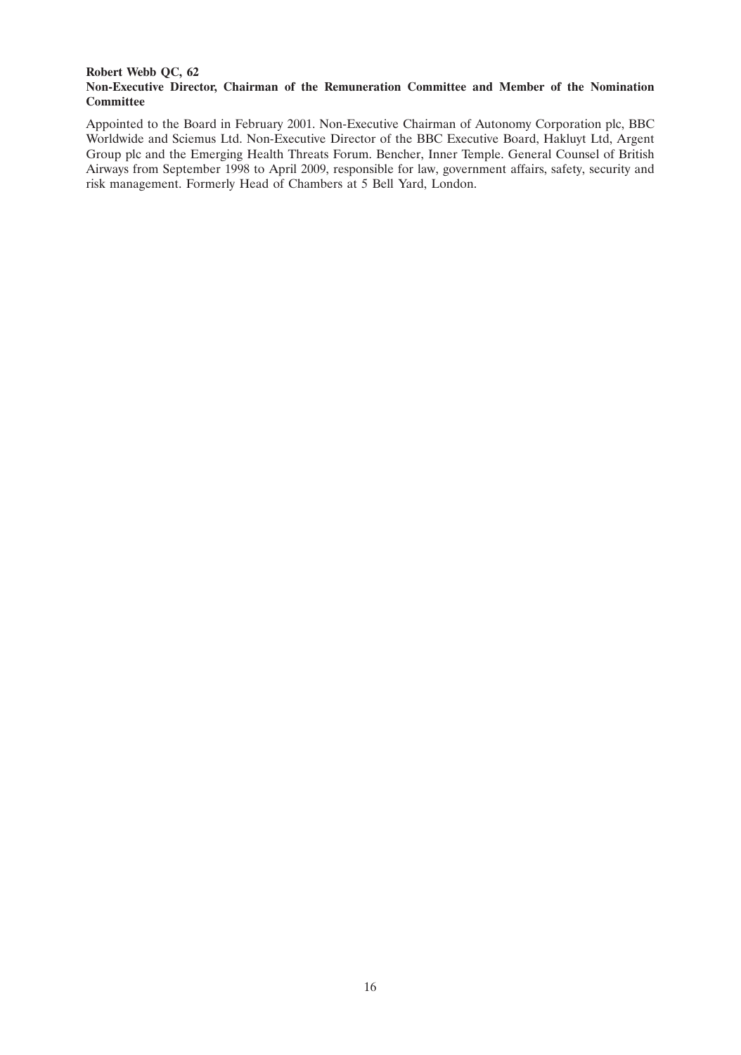**Robert Webb QC, 62**
**Non-Executive Director, Chairman of the Remuneration Committee and Member of the Nomination Committee**

Appointed to the Board in February 2001. Non-Executive Chairman of Autonomy Corporation plc, BBC Worldwide and Sciemus Ltd. Non-Executive Director of the BBC Executive Board, Hakluyt Ltd, Argent Group plc and the Emerging Health Threats Forum. Bencher, Inner Temple. General Counsel of British Airways from September 1998 to April 2009, responsible for law, government affairs, safety, security and risk management. Formerly Head of Chambers at 5 Bell Yard, London.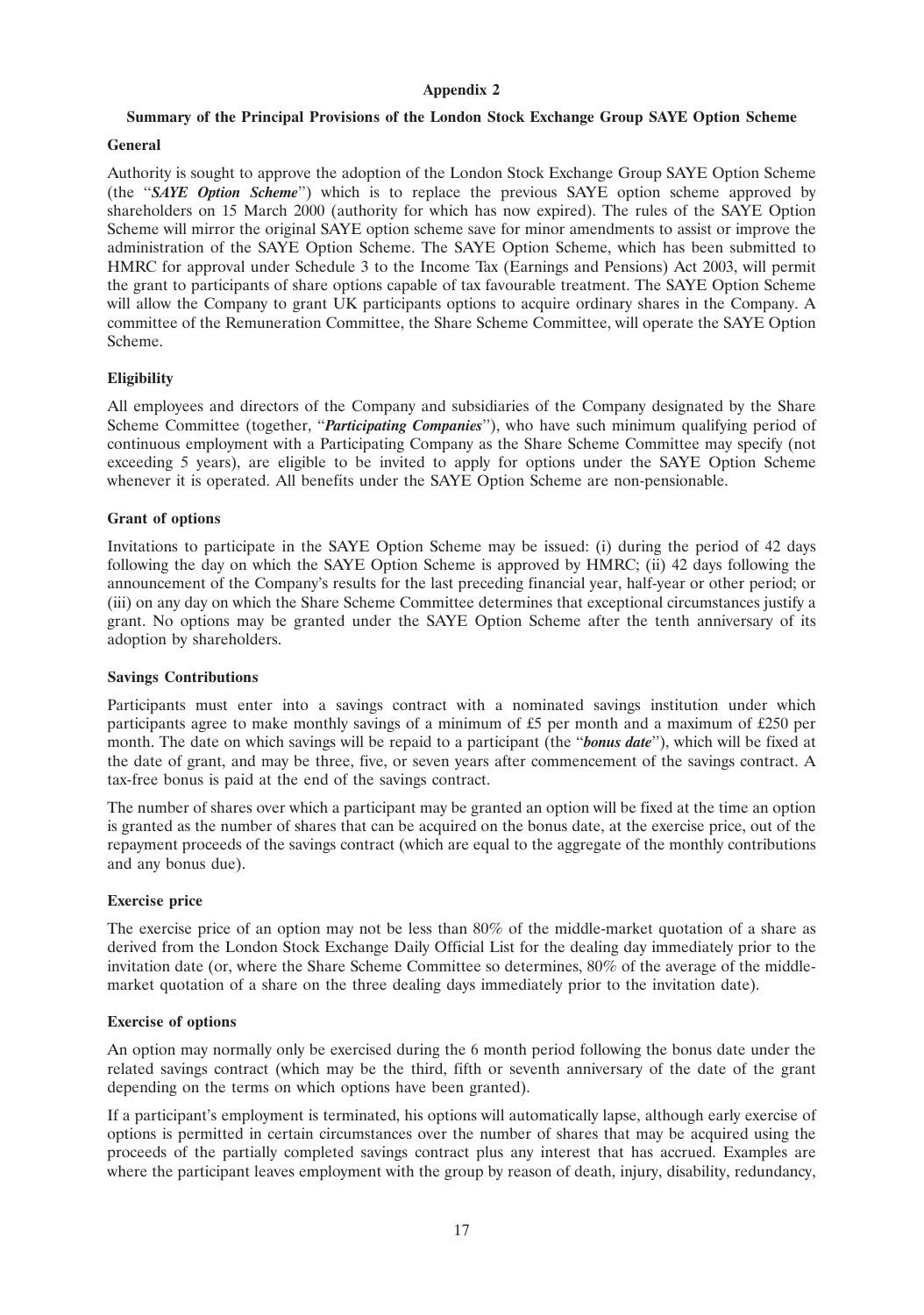# Appendix 2

## Summary of the Principal Provisions of the London Stock Exchange Group SAYE Option Scheme

### General

Authority is sought to approve the adoption of the London Stock Exchange Group SAYE Option Scheme (the "***SAYE Option Scheme***") which is to replace the previous SAYE option scheme approved by shareholders on 15 March 2000 (authority for which has now expired). The rules of the SAYE Option Scheme will mirror the original SAYE option scheme save for minor amendments to assist or improve the administration of the SAYE Option Scheme. The SAYE Option Scheme, which has been submitted to HMRC for approval under Schedule 3 to the Income Tax (Earnings and Pensions) Act 2003, will permit the grant to participants of share options capable of tax favourable treatment. The SAYE Option Scheme will allow the Company to grant UK participants options to acquire ordinary shares in the Company. A committee of the Remuneration Committee, the Share Scheme Committee, will operate the SAYE Option Scheme.

### Eligibility

All employees and directors of the Company and subsidiaries of the Company designated by the Share Scheme Committee (together, "***Participating Companies***"), who have such minimum qualifying period of continuous employment with a Participating Company as the Share Scheme Committee may specify (not exceeding 5 years), are eligible to be invited to apply for options under the SAYE Option Scheme whenever it is operated. All benefits under the SAYE Option Scheme are non-pensionable.

### Grant of options

Invitations to participate in the SAYE Option Scheme may be issued: (i) during the period of 42 days following the day on which the SAYE Option Scheme is approved by HMRC; (ii) 42 days following the announcement of the Company's results for the last preceding financial year, half-year or other period; or (iii) on any day on which the Share Scheme Committee determines that exceptional circumstances justify a grant. No options may be granted under the SAYE Option Scheme after the tenth anniversary of its adoption by shareholders.

### Savings Contributions

Participants must enter into a savings contract with a nominated savings institution under which participants agree to make monthly savings of a minimum of £5 per month and a maximum of £250 per month. The date on which savings will be repaid to a participant (the "***bonus date***"), which will be fixed at the date of grant, and may be three, five, or seven years after commencement of the savings contract. A tax-free bonus is paid at the end of the savings contract.

The number of shares over which a participant may be granted an option will be fixed at the time an option is granted as the number of shares that can be acquired on the bonus date, at the exercise price, out of the repayment proceeds of the savings contract (which are equal to the aggregate of the monthly contributions and any bonus due).

### Exercise price

The exercise price of an option may not be less than 80% of the middle-market quotation of a share as derived from the London Stock Exchange Daily Official List for the dealing day immediately prior to the invitation date (or, where the Share Scheme Committee so determines, 80% of the average of the middle-market quotation of a share on the three dealing days immediately prior to the invitation date).

### Exercise of options

An option may normally only be exercised during the 6 month period following the bonus date under the related savings contract (which may be the third, fifth or seventh anniversary of the date of the grant depending on the terms on which options have been granted).

If a participant's employment is terminated, his options will automatically lapse, although early exercise of options is permitted in certain circumstances over the number of shares that may be acquired using the proceeds of the partially completed savings contract plus any interest that has accrued. Examples are where the participant leaves employment with the group by reason of death, injury, disability, redundancy,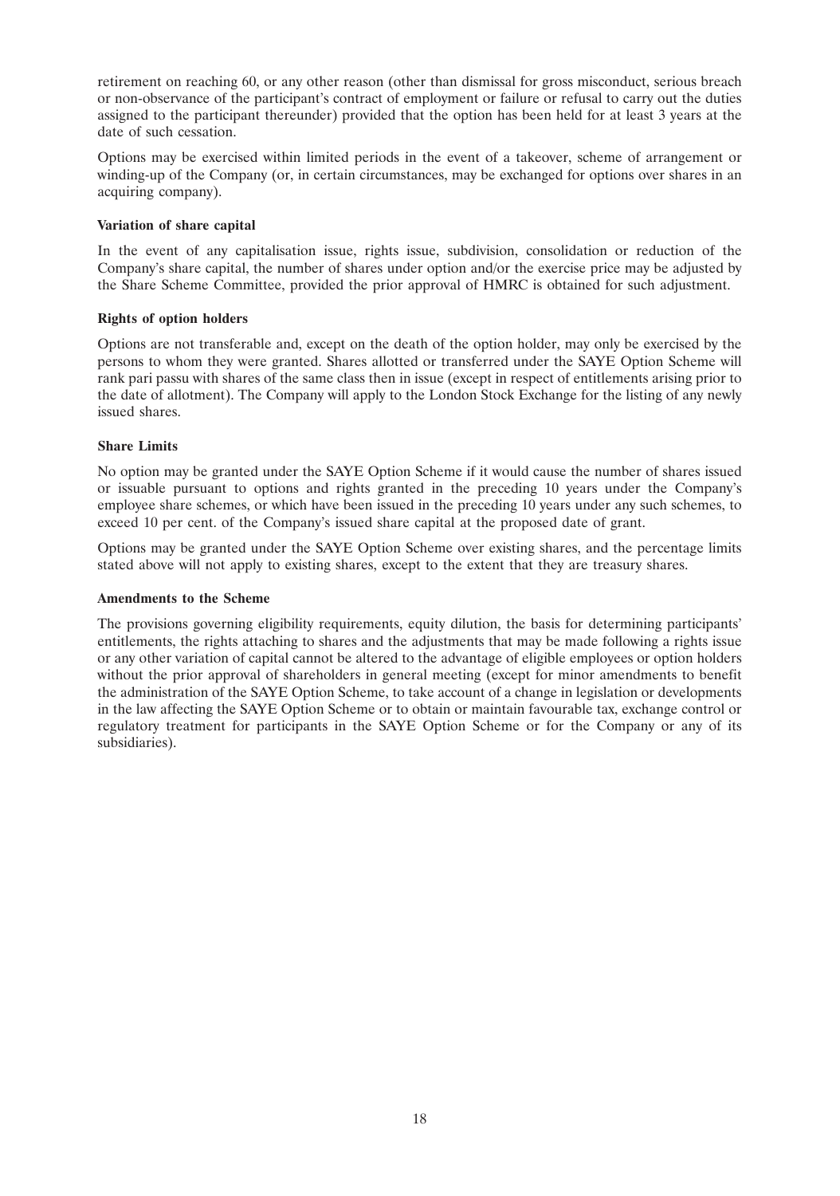retirement on reaching 60, or any other reason (other than dismissal for gross misconduct, serious breach or non-observance of the participant's contract of employment or failure or refusal to carry out the duties assigned to the participant thereunder) provided that the option has been held for at least 3 years at the date of such cessation.

Options may be exercised within limited periods in the event of a takeover, scheme of arrangement or winding-up of the Company (or, in certain circumstances, may be exchanged for options over shares in an acquiring company).

**Variation of share capital**

In the event of any capitalisation issue, rights issue, subdivision, consolidation or reduction of the Company's share capital, the number of shares under option and/or the exercise price may be adjusted by the Share Scheme Committee, provided the prior approval of HMRC is obtained for such adjustment.

**Rights of option holders**

Options are not transferable and, except on the death of the option holder, may only be exercised by the persons to whom they were granted. Shares allotted or transferred under the SAYE Option Scheme will rank pari passu with shares of the same class then in issue (except in respect of entitlements arising prior to the date of allotment). The Company will apply to the London Stock Exchange for the listing of any newly issued shares.

**Share Limits**

No option may be granted under the SAYE Option Scheme if it would cause the number of shares issued or issuable pursuant to options and rights granted in the preceding 10 years under the Company's employee share schemes, or which have been issued in the preceding 10 years under any such schemes, to exceed 10 per cent. of the Company's issued share capital at the proposed date of grant.

Options may be granted under the SAYE Option Scheme over existing shares, and the percentage limits stated above will not apply to existing shares, except to the extent that they are treasury shares.

**Amendments to the Scheme**

The provisions governing eligibility requirements, equity dilution, the basis for determining participants' entitlements, the rights attaching to shares and the adjustments that may be made following a rights issue or any other variation of capital cannot be altered to the advantage of eligible employees or option holders without the prior approval of shareholders in general meeting (except for minor amendments to benefit the administration of the SAYE Option Scheme, to take account of a change in legislation or developments in the law affecting the SAYE Option Scheme or to obtain or maintain favourable tax, exchange control or regulatory treatment for participants in the SAYE Option Scheme or for the Company or any of its subsidiaries).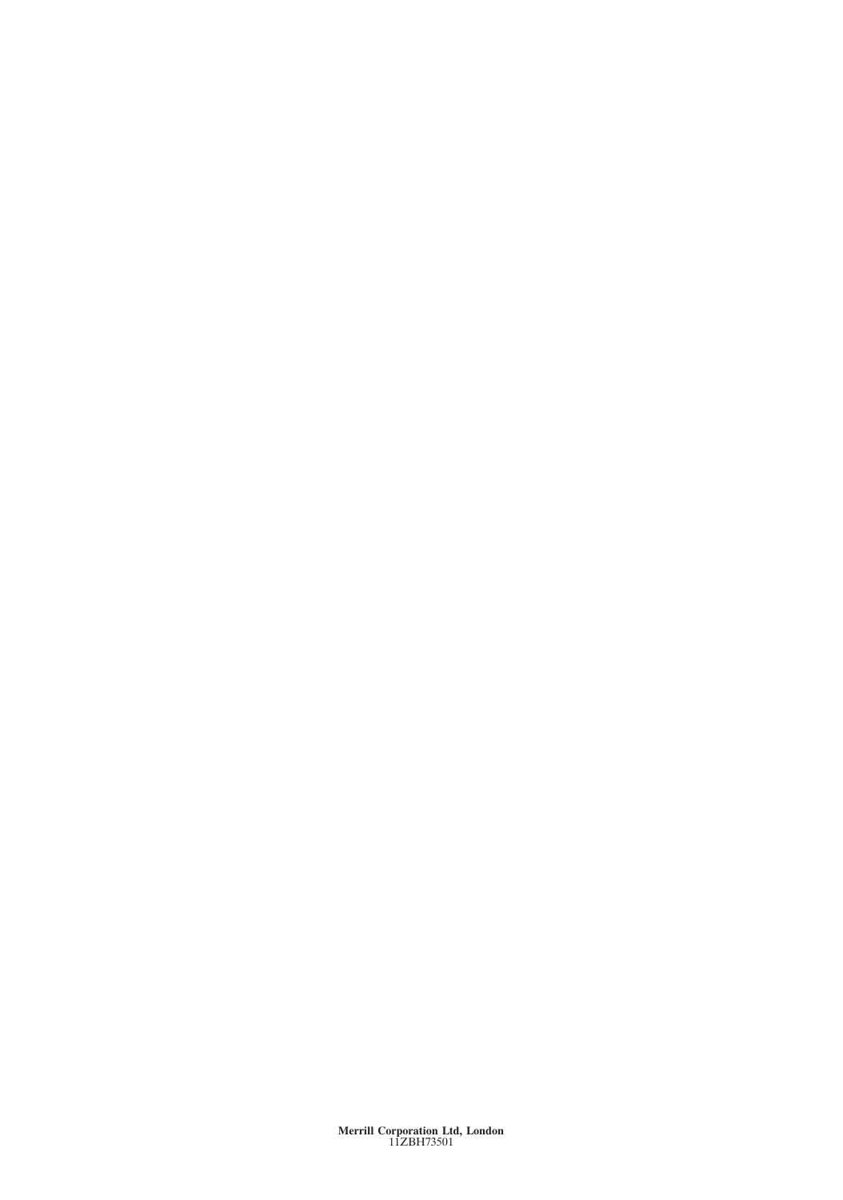**Merrill Corporation Ltd, London**
11ZBH73501